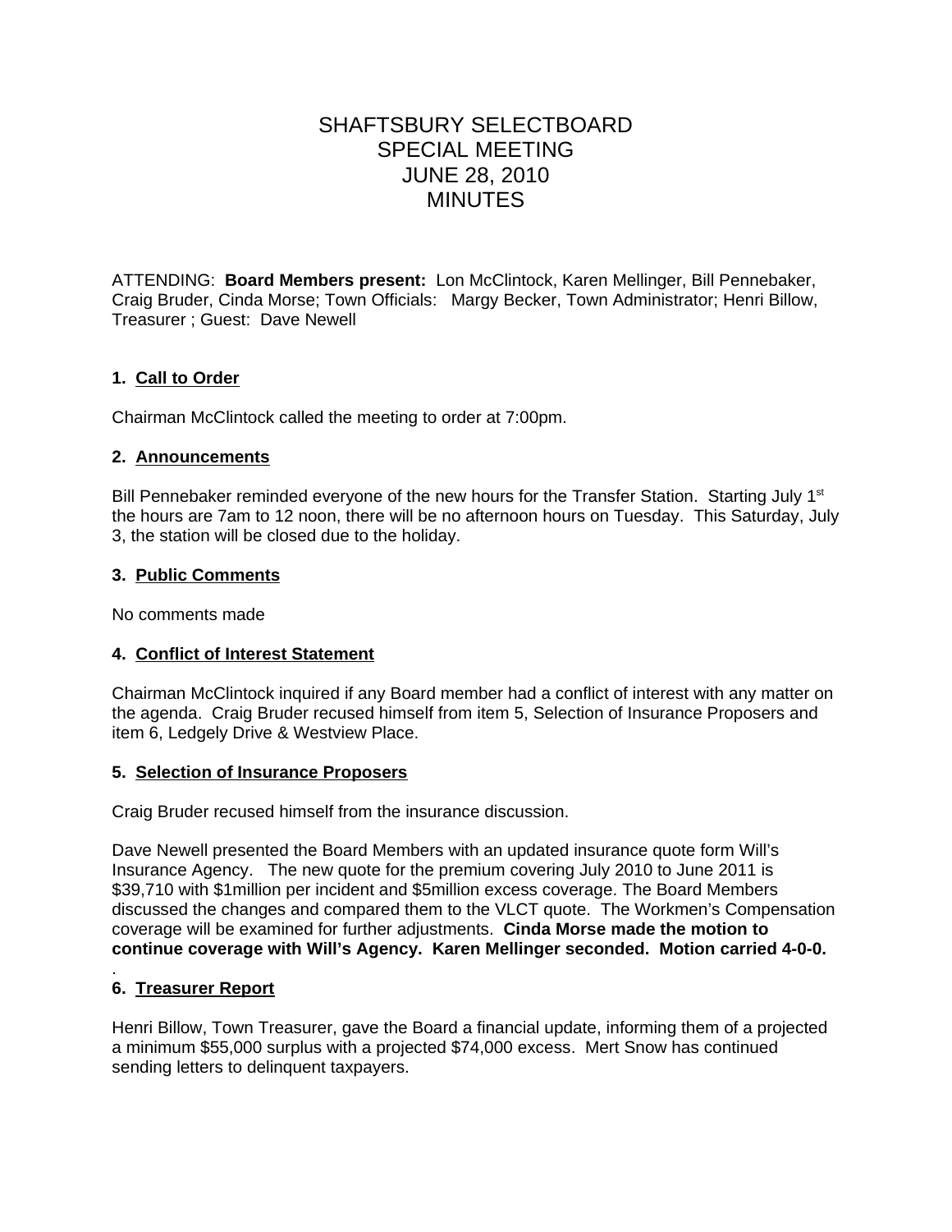# SHAFTSBURY SELECTBOARD
# SPECIAL MEETING
# JUNE 28, 2010
# MINUTES

ATTENDING: **Board Members present:** Lon McClintock, Karen Mellinger, Bill Pennebaker, Craig Bruder, Cinda Morse; Town Officials: Margy Becker, Town Administrator; Henri Billow, Treasurer ; Guest: Dave Newell

**1. Call to Order**

Chairman McClintock called the meeting to order at 7:00pm.

**2. Announcements**

Bill Pennebaker reminded everyone of the new hours for the Transfer Station. Starting July 1st the hours are 7am to 12 noon, there will be no afternoon hours on Tuesday. This Saturday, July 3, the station will be closed due to the holiday.

**3. Public Comments**

No comments made

**4. Conflict of Interest Statement**

Chairman McClintock inquired if any Board member had a conflict of interest with any matter on the agenda. Craig Bruder recused himself from item 5, Selection of Insurance Proposers and item 6, Ledgely Drive & Westview Place.

**5. Selection of Insurance Proposers**

Craig Bruder recused himself from the insurance discussion.

Dave Newell presented the Board Members with an updated insurance quote form Will's Insurance Agency. The new quote for the premium covering July 2010 to June 2011 is $39,710 with $1million per incident and $5million excess coverage. The Board Members discussed the changes and compared them to the VLCT quote. The Workmen's Compensation coverage will be examined for further adjustments. **Cinda Morse made the motion to continue coverage with Will's Agency. Karen Mellinger seconded. Motion carried 4-0-0.**

.

**6. Treasurer Report**

Henri Billow, Town Treasurer, gave the Board a financial update, informing them of a projected a minimum $55,000 surplus with a projected $74,000 excess. Mert Snow has continued sending letters to delinquent taxpayers.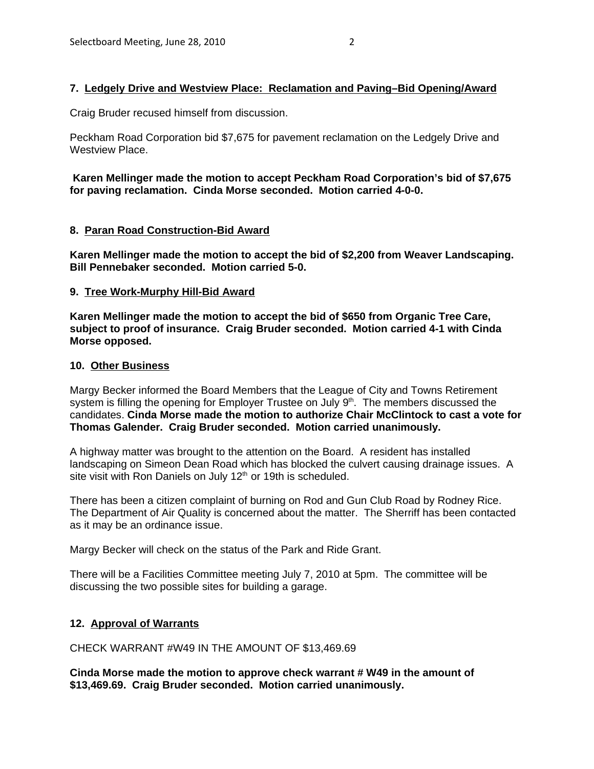**7. Ledgely Drive and Westview Place: Reclamation and Paving–Bid Opening/Award**

Craig Bruder recused himself from discussion.

Peckham Road Corporation bid $7,675 for pavement reclamation on the Ledgely Drive and Westview Place.

**Karen Mellinger made the motion to accept Peckham Road Corporation's bid of $7,675 for paving reclamation. Cinda Morse seconded. Motion carried 4-0-0.**

**8. Paran Road Construction-Bid Award**

**Karen Mellinger made the motion to accept the bid of $2,200 from Weaver Landscaping. Bill Pennebaker seconded. Motion carried 5-0.**

**9. Tree Work-Murphy Hill-Bid Award**

**Karen Mellinger made the motion to accept the bid of $650 from Organic Tree Care, subject to proof of insurance. Craig Bruder seconded. Motion carried 4-1 with Cinda Morse opposed.**

**10. Other Business**

Margy Becker informed the Board Members that the League of City and Towns Retirement system is filling the opening for Employer Trustee on July 9th. The members discussed the candidates. **Cinda Morse made the motion to authorize Chair McClintock to cast a vote for Thomas Galender. Craig Bruder seconded. Motion carried unanimously.**

A highway matter was brought to the attention on the Board. A resident has installed landscaping on Simeon Dean Road which has blocked the culvert causing drainage issues. A site visit with Ron Daniels on July 12th or 19th is scheduled.

There has been a citizen complaint of burning on Rod and Gun Club Road by Rodney Rice. The Department of Air Quality is concerned about the matter. The Sherriff has been contacted as it may be an ordinance issue.

Margy Becker will check on the status of the Park and Ride Grant.

There will be a Facilities Committee meeting July 7, 2010 at 5pm. The committee will be discussing the two possible sites for building a garage.

**12. Approval of Warrants**

CHECK WARRANT #W49 IN THE AMOUNT OF $13,469.69

**Cinda Morse made the motion to approve check warrant # W49 in the amount of $13,469.69. Craig Bruder seconded. Motion carried unanimously.**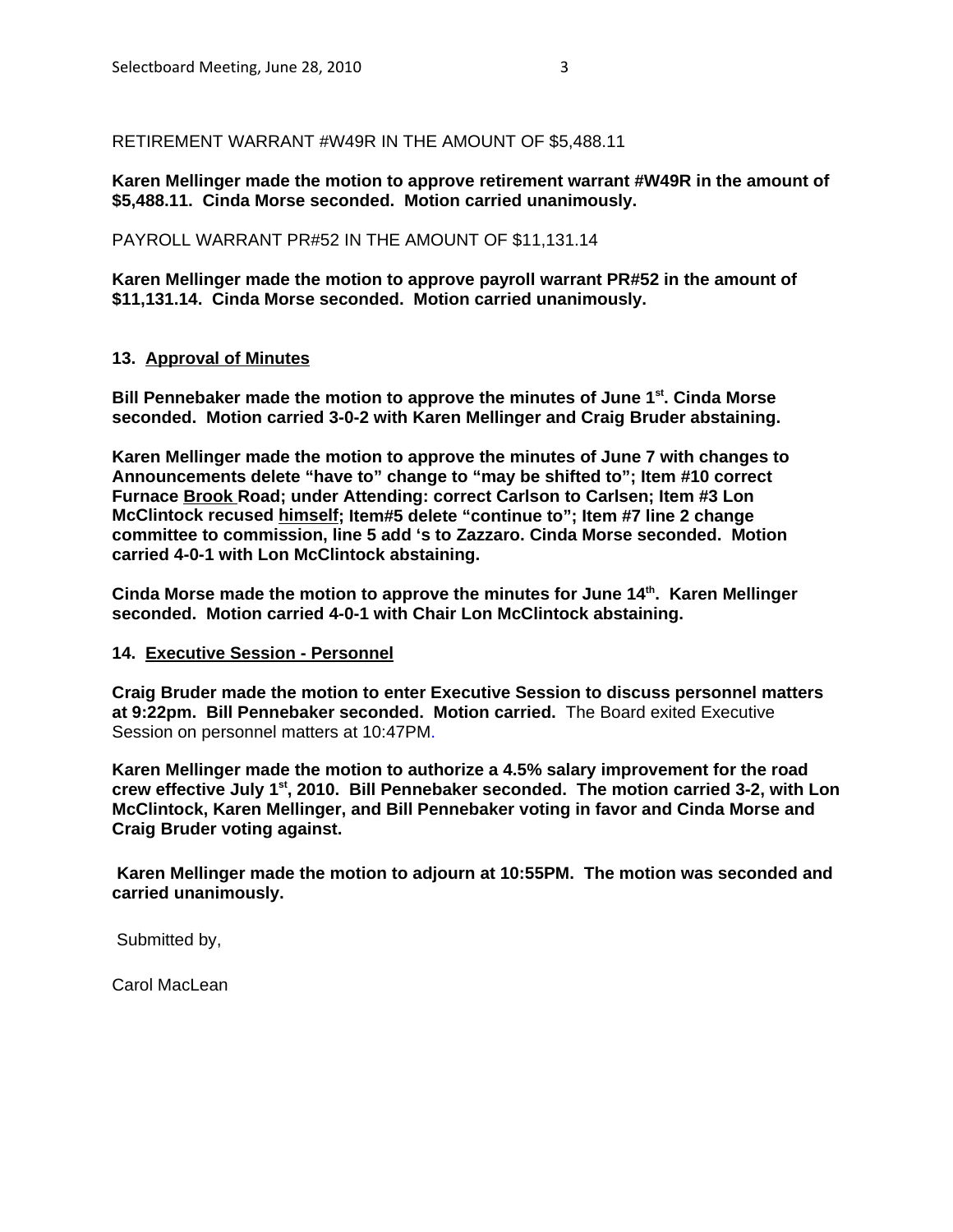RETIREMENT WARRANT #W49R IN THE AMOUNT OF $5,488.11

**Karen Mellinger made the motion to approve retirement warrant #W49R in the amount of $5,488.11. Cinda Morse seconded. Motion carried unanimously.**

PAYROLL WARRANT PR#52 IN THE AMOUNT OF $11,131.14

**Karen Mellinger made the motion to approve payroll warrant PR#52 in the amount of $11,131.14. Cinda Morse seconded. Motion carried unanimously.**

**13. Approval of Minutes**

**Bill Pennebaker made the motion to approve the minutes of June 1st. Cinda Morse seconded. Motion carried 3-0-2 with Karen Mellinger and Craig Bruder abstaining.**

**Karen Mellinger made the motion to approve the minutes of June 7 with changes to Announcements delete "have to" change to "may be shifted to"; Item #10 correct Furnace Brook Road; under Attending: correct Carlson to Carlsen; Item #3 Lon McClintock recused himself; Item#5 delete "continue to"; Item #7 line 2 change committee to commission, line 5 add 's to Zazzaro. Cinda Morse seconded. Motion carried 4-0-1 with Lon McClintock abstaining.**

**Cinda Morse made the motion to approve the minutes for June 14th. Karen Mellinger seconded. Motion carried 4-0-1 with Chair Lon McClintock abstaining.**

**14. Executive Session - Personnel**

**Craig Bruder made the motion to enter Executive Session to discuss personnel matters at 9:22pm. Bill Pennebaker seconded. Motion carried.** The Board exited Executive Session on personnel matters at 10:47PM.

**Karen Mellinger made the motion to authorize a 4.5% salary improvement for the road crew effective July 1st, 2010. Bill Pennebaker seconded. The motion carried 3-2, with Lon McClintock, Karen Mellinger, and Bill Pennebaker voting in favor and Cinda Morse and Craig Bruder voting against.**

**Karen Mellinger made the motion to adjourn at 10:55PM. The motion was seconded and carried unanimously.**

Submitted by,

Carol MacLean